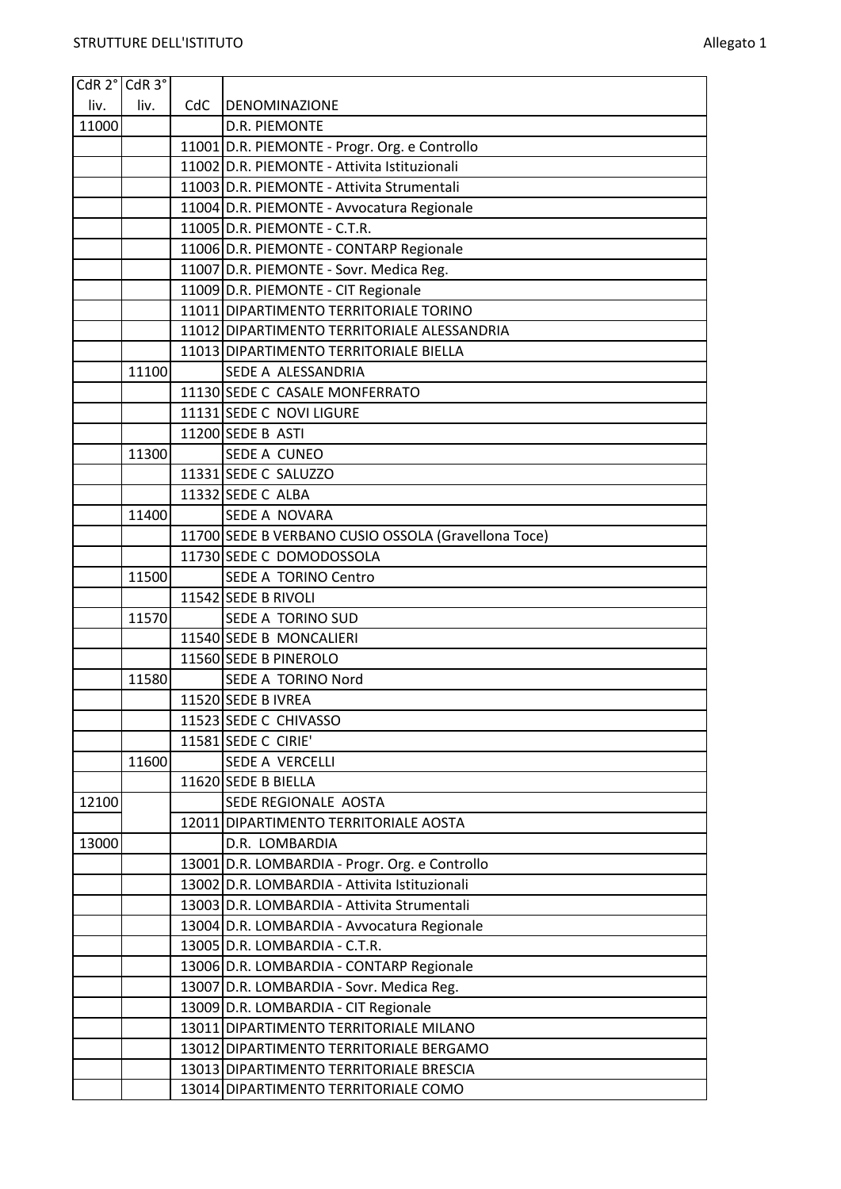STRUTTURE DELL'ISTITUTO

Allegato 1

| CdR 2° liv. | CdR 3° liv. | CdC | DENOMINAZIONE |
|---|---|---|---|
| 11000 | | | D.R. PIEMONTE |
| | | 11001 | D.R. PIEMONTE - Progr. Org. e Controllo |
| | | 11002 | D.R. PIEMONTE - Attivita Istituzionali |
| | | 11003 | D.R. PIEMONTE - Attivita Strumentali |
| | | 11004 | D.R. PIEMONTE - Avvocatura Regionale |
| | | 11005 | D.R. PIEMONTE - C.T.R. |
| | | 11006 | D.R. PIEMONTE - CONTARP Regionale |
| | | 11007 | D.R. PIEMONTE - Sovr. Medica Reg. |
| | | 11009 | D.R. PIEMONTE - CIT Regionale |
| | | 11011 | DIPARTIMENTO TERRITORIALE TORINO |
| | | 11012 | DIPARTIMENTO TERRITORIALE ALESSANDRIA |
| | | 11013 | DIPARTIMENTO TERRITORIALE BIELLA |
| | 11100 | | SEDE A ALESSANDRIA |
| | | 11130 | SEDE C CASALE MONFERRATO |
| | | 11131 | SEDE C NOVI LIGURE |
| | | 11200 | SEDE B ASTI |
| | 11300 | | SEDE A CUNEO |
| | | 11331 | SEDE C SALUZZO |
| | | 11332 | SEDE C ALBA |
| | 11400 | | SEDE A NOVARA |
| | | 11700 | SEDE B VERBANO CUSIO OSSOLA (Gravellona Toce) |
| | | 11730 | SEDE C DOMODOSSOLA |
| | 11500 | | SEDE A TORINO Centro |
| | | 11542 | SEDE B RIVOLI |
| | 11570 | | SEDE A TORINO SUD |
| | | 11540 | SEDE B MONCALIERI |
| | | 11560 | SEDE B PINEROLO |
| | 11580 | | SEDE A TORINO Nord |
| | | 11520 | SEDE B IVREA |
| | | 11523 | SEDE C CHIVASSO |
| | | 11581 | SEDE C CIRIE' |
| | 11600 | | SEDE A VERCELLI |
| | | 11620 | SEDE B BIELLA |
| 12100 | | | SEDE REGIONALE AOSTA |
| | | 12011 | DIPARTIMENTO TERRITORIALE AOSTA |
| 13000 | | | D.R. LOMBARDIA |
| | | 13001 | D.R. LOMBARDIA - Progr. Org. e Controllo |
| | | 13002 | D.R. LOMBARDIA - Attivita Istituzionali |
| | | 13003 | D.R. LOMBARDIA - Attivita Strumentali |
| | | 13004 | D.R. LOMBARDIA - Avvocatura Regionale |
| | | 13005 | D.R. LOMBARDIA - C.T.R. |
| | | 13006 | D.R. LOMBARDIA - CONTARP Regionale |
| | | 13007 | D.R. LOMBARDIA - Sovr. Medica Reg. |
| | | 13009 | D.R. LOMBARDIA - CIT Regionale |
| | | 13011 | DIPARTIMENTO TERRITORIALE MILANO |
| | | 13012 | DIPARTIMENTO TERRITORIALE BERGAMO |
| | | 13013 | DIPARTIMENTO TERRITORIALE BRESCIA |
| | | 13014 | DIPARTIMENTO TERRITORIALE COMO |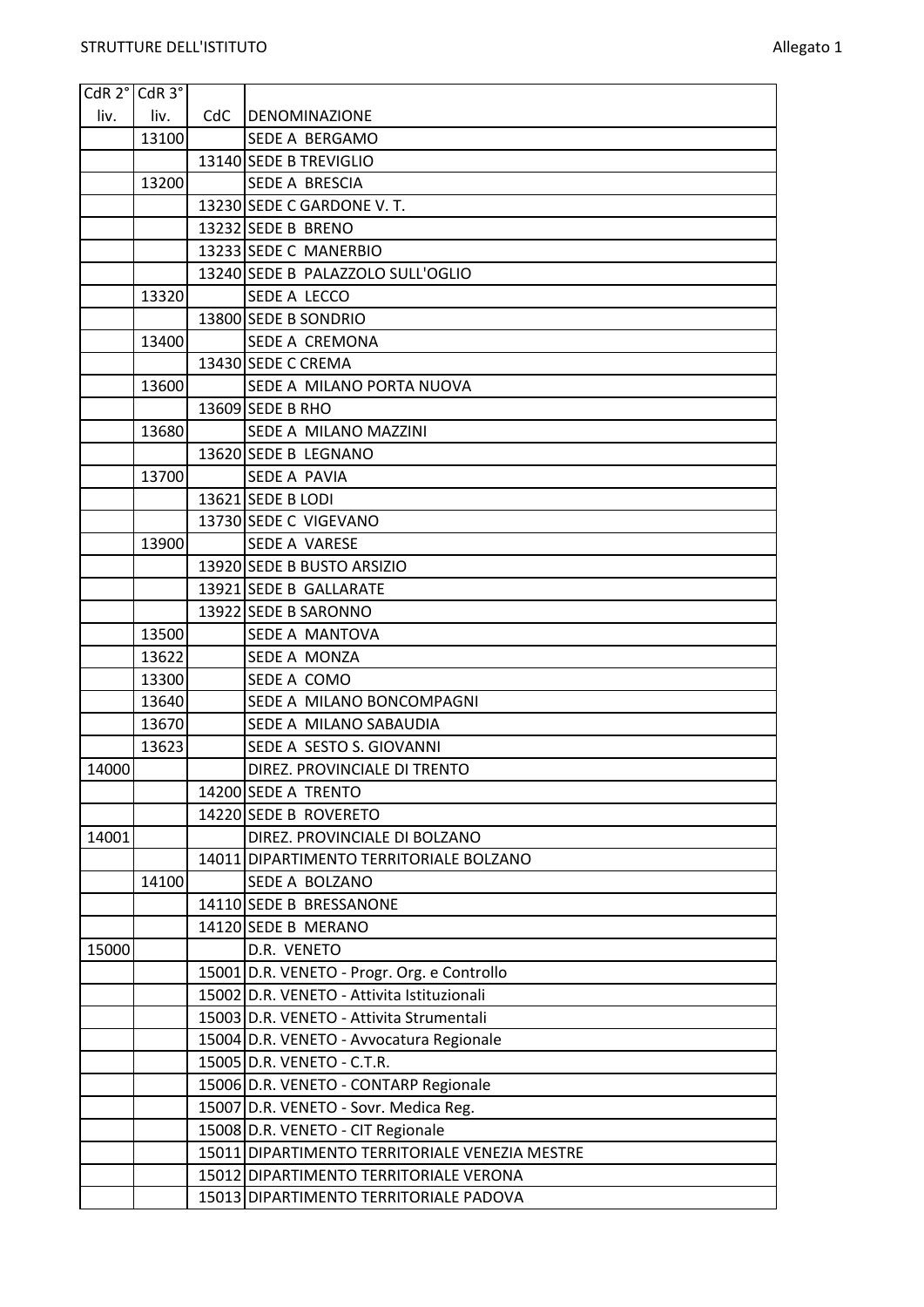| CdR 2° liv. | CdR 3° liv. | CdC | DENOMINAZIONE |
|---|---|---|---|
| | 13100 | | SEDE A BERGAMO |
| | | 13140 | SEDE B TREVIGLIO |
| | 13200 | | SEDE A BRESCIA |
| | | 13230 | SEDE C GARDONE V. T. |
| | | 13232 | SEDE B BRENO |
| | | 13233 | SEDE C MANERBIO |
| | | 13240 | SEDE B PALAZZOLO SULL'OGLIO |
| | 13320 | | SEDE A LECCO |
| | | 13800 | SEDE B SONDRIO |
| | 13400 | | SEDE A CREMONA |
| | | 13430 | SEDE C CREMA |
| | 13600 | | SEDE A MILANO PORTA NUOVA |
| | | 13609 | SEDE B RHO |
| | 13680 | | SEDE A MILANO MAZZINI |
| | | 13620 | SEDE B LEGNANO |
| | 13700 | | SEDE A PAVIA |
| | | 13621 | SEDE B LODI |
| | | 13730 | SEDE C VIGEVANO |
| | 13900 | | SEDE A VARESE |
| | | 13920 | SEDE B BUSTO ARSIZIO |
| | | 13921 | SEDE B GALLARATE |
| | | 13922 | SEDE B SARONNO |
| | 13500 | | SEDE A MANTOVA |
| | 13622 | | SEDE A MONZA |
| | 13300 | | SEDE A COMO |
| | 13640 | | SEDE A MILANO BONCOMPAGNI |
| | 13670 | | SEDE A MILANO SABAUDIA |
| | 13623 | | SEDE A SESTO S. GIOVANNI |
| 14000 | | | DIREZ. PROVINCIALE DI TRENTO |
| | | 14200 | SEDE A TRENTO |
| | | 14220 | SEDE B ROVERETO |
| 14001 | | | DIREZ. PROVINCIALE DI BOLZANO |
| | | 14011 | DIPARTIMENTO TERRITORIALE BOLZANO |
| | 14100 | | SEDE A BOLZANO |
| | | 14110 | SEDE B BRESSANONE |
| | | 14120 | SEDE B MERANO |
| 15000 | | | D.R. VENETO |
| | | 15001 | D.R. VENETO - Progr. Org. e Controllo |
| | | 15002 | D.R. VENETO - Attivita Istituzionali |
| | | 15003 | D.R. VENETO - Attivita Strumentali |
| | | 15004 | D.R. VENETO - Avvocatura Regionale |
| | | 15005 | D.R. VENETO - C.T.R. |
| | | 15006 | D.R. VENETO - CONTARP Regionale |
| | | 15007 | D.R. VENETO - Sovr. Medica Reg. |
| | | 15008 | D.R. VENETO - CIT Regionale |
| | | 15011 | DIPARTIMENTO TERRITORIALE VENEZIA MESTRE |
| | | 15012 | DIPARTIMENTO TERRITORIALE VERONA |
| | | 15013 | DIPARTIMENTO TERRITORIALE PADOVA |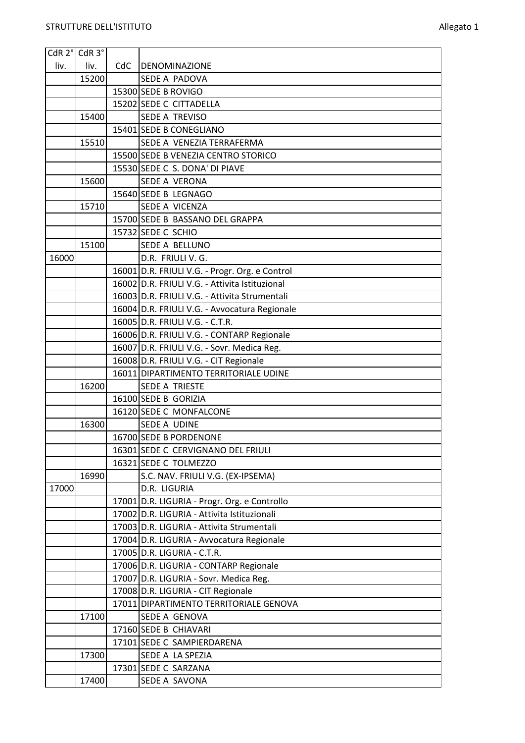| CdR 2° liv. | CdR 3° liv. | CdC | DENOMINAZIONE |
|---|---|---|---|
| | 15200 | | SEDE A PADOVA |
| | | 15300 | SEDE B ROVIGO |
| | | 15202 | SEDE C CITTADELLA |
| | 15400 | | SEDE A TREVISO |
| | | 15401 | SEDE B CONEGLIANO |
| | 15510 | | SEDE A VENEZIA TERRAFERMA |
| | | 15500 | SEDE B VENEZIA CENTRO STORICO |
| | | 15530 | SEDE C S. DONA' DI PIAVE |
| | 15600 | | SEDE A VERONA |
| | | 15640 | SEDE B LEGNAGO |
| | 15710 | | SEDE A VICENZA |
| | | 15700 | SEDE B BASSANO DEL GRAPPA |
| | | 15732 | SEDE C SCHIO |
| | 15100 | | SEDE A BELLUNO |
| 16000 | | | D.R. FRIULI V. G. |
| | | 16001 | D.R. FRIULI V.G. - Progr. Org. e Control |
| | | 16002 | D.R. FRIULI V.G. - Attivita Istituzional |
| | | 16003 | D.R. FRIULI V.G. - Attivita Strumentali |
| | | 16004 | D.R. FRIULI V.G. - Avvocatura Regionale |
| | | 16005 | D.R. FRIULI V.G. - C.T.R. |
| | | 16006 | D.R. FRIULI V.G. - CONTARP Regionale |
| | | 16007 | D.R. FRIULI V.G. - Sovr. Medica Reg. |
| | | 16008 | D.R. FRIULI V.G. - CIT Regionale |
| | | 16011 | DIPARTIMENTO TERRITORIALE UDINE |
| | 16200 | | SEDE A TRIESTE |
| | | 16100 | SEDE B GORIZIA |
| | | 16120 | SEDE C MONFALCONE |
| | 16300 | | SEDE A UDINE |
| | | 16700 | SEDE B PORDENONE |
| | | 16301 | SEDE C CERVIGNANO DEL FRIULI |
| | | 16321 | SEDE C TOLMEZZO |
| | 16990 | | S.C. NAV. FRIULI V.G. (EX-IPSEMA) |
| 17000 | | | D.R. LIGURIA |
| | | 17001 | D.R. LIGURIA - Progr. Org. e Controllo |
| | | 17002 | D.R. LIGURIA - Attivita Istituzionali |
| | | 17003 | D.R. LIGURIA - Attivita Strumentali |
| | | 17004 | D.R. LIGURIA - Avvocatura Regionale |
| | | 17005 | D.R. LIGURIA - C.T.R. |
| | | 17006 | D.R. LIGURIA - CONTARP Regionale |
| | | 17007 | D.R. LIGURIA - Sovr. Medica Reg. |
| | | 17008 | D.R. LIGURIA - CIT Regionale |
| | | 17011 | DIPARTIMENTO TERRITORIALE GENOVA |
| | 17100 | | SEDE A GENOVA |
| | | 17160 | SEDE B CHIAVARI |
| | | 17101 | SEDE C SAMPIERDARENA |
| | 17300 | | SEDE A LA SPEZIA |
| | | 17301 | SEDE C SARZANA |
| | 17400 | | SEDE A SAVONA |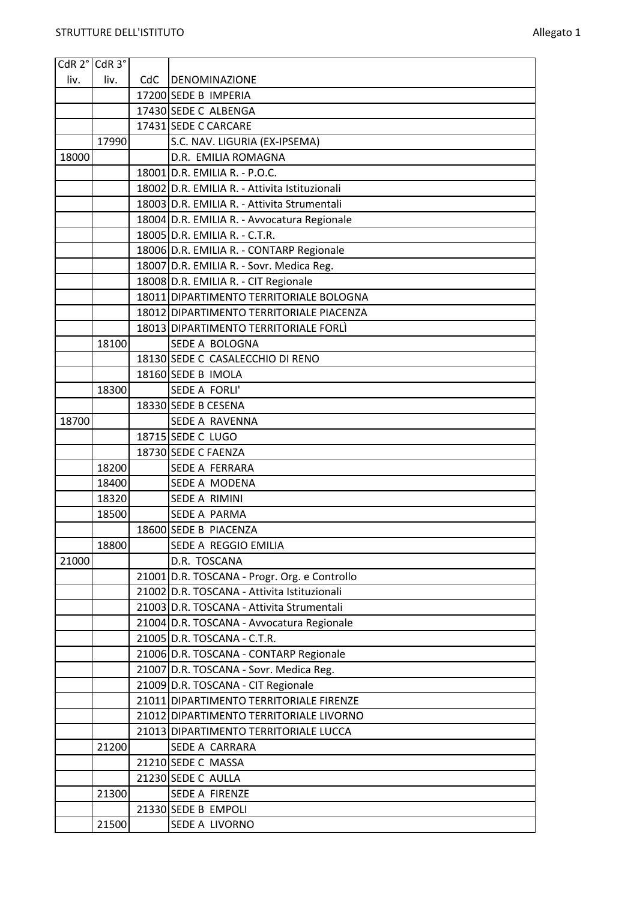| CdR 2° liv. | CdR 3° liv. | CdC | DENOMINAZIONE |
|---|---|---|---|
| | | 17200 | SEDE B IMPERIA |
| | | 17430 | SEDE C ALBENGA |
| | | 17431 | SEDE C CARCARE |
| | 17990 | | S.C. NAV. LIGURIA (EX-IPSEMA) |
| 18000 | | | D.R. EMILIA ROMAGNA |
| | | 18001 | D.R. EMILIA R. - P.O.C. |
| | | 18002 | D.R. EMILIA R. - Attivita Istituzionali |
| | | 18003 | D.R. EMILIA R. - Attivita Strumentali |
| | | 18004 | D.R. EMILIA R. - Avvocatura Regionale |
| | | 18005 | D.R. EMILIA R. - C.T.R. |
| | | 18006 | D.R. EMILIA R. - CONTARP Regionale |
| | | 18007 | D.R. EMILIA R. - Sovr. Medica Reg. |
| | | 18008 | D.R. EMILIA R. - CIT Regionale |
| | | 18011 | DIPARTIMENTO TERRITORIALE BOLOGNA |
| | | 18012 | DIPARTIMENTO TERRITORIALE PIACENZA |
| | | 18013 | DIPARTIMENTO TERRITORIALE FORLÌ |
| | 18100 | | SEDE A BOLOGNA |
| | | 18130 | SEDE C CASALECCHIO DI RENO |
| | | 18160 | SEDE B IMOLA |
| | 18300 | | SEDE A FORLI' |
| | | 18330 | SEDE B CESENA |
| 18700 | | | SEDE A RAVENNA |
| | | 18715 | SEDE C LUGO |
| | | 18730 | SEDE C FAENZA |
| | 18200 | | SEDE A FERRARA |
| | 18400 | | SEDE A MODENA |
| | 18320 | | SEDE A RIMINI |
| | 18500 | | SEDE A PARMA |
| | | 18600 | SEDE B PIACENZA |
| | 18800 | | SEDE A REGGIO EMILIA |
| 21000 | | | D.R. TOSCANA |
| | | 21001 | D.R. TOSCANA - Progr. Org. e Controllo |
| | | 21002 | D.R. TOSCANA - Attivita Istituzionali |
| | | 21003 | D.R. TOSCANA - Attivita Strumentali |
| | | 21004 | D.R. TOSCANA - Avvocatura Regionale |
| | | 21005 | D.R. TOSCANA - C.T.R. |
| | | 21006 | D.R. TOSCANA - CONTARP Regionale |
| | | 21007 | D.R. TOSCANA - Sovr. Medica Reg. |
| | | 21009 | D.R. TOSCANA - CIT Regionale |
| | | 21011 | DIPARTIMENTO TERRITORIALE FIRENZE |
| | | 21012 | DIPARTIMENTO TERRITORIALE LIVORNO |
| | | 21013 | DIPARTIMENTO TERRITORIALE LUCCA |
| | 21200 | | SEDE A CARRARA |
| | | 21210 | SEDE C MASSA |
| | | 21230 | SEDE C AULLA |
| | 21300 | | SEDE A FIRENZE |
| | | 21330 | SEDE B EMPOLI |
| | 21500 | | SEDE A LIVORNO |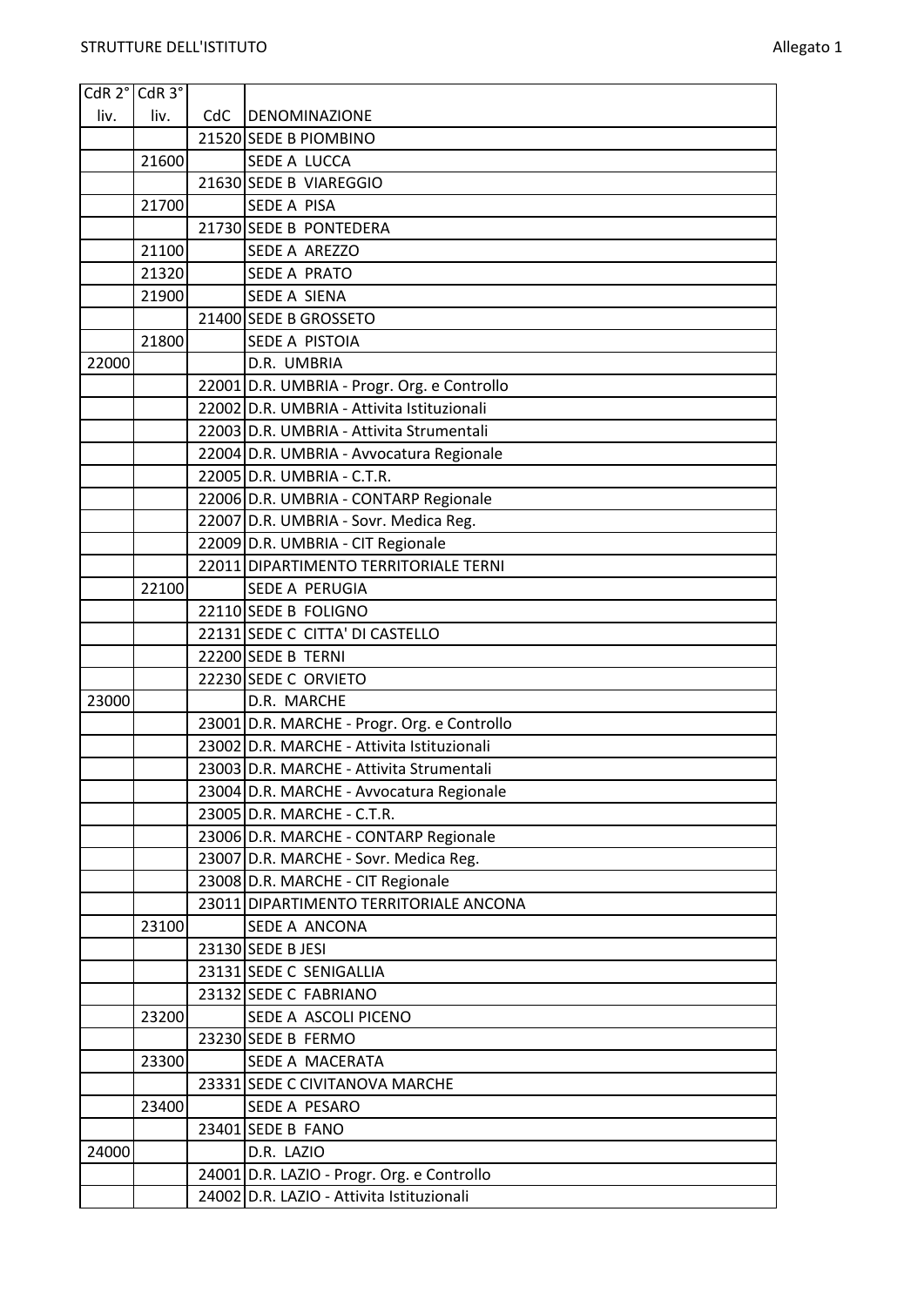| CdR 2° liv. | CdR 3° liv. | CdC | DENOMINAZIONE |
|---|---|---|---|
| | | 21520 | SEDE B PIOMBINO |
| | 21600 | | SEDE A LUCCA |
| | | 21630 | SEDE B VIAREGGIO |
| | 21700 | | SEDE A PISA |
| | | 21730 | SEDE B PONTEDERA |
| | 21100 | | SEDE A AREZZO |
| | 21320 | | SEDE A PRATO |
| | 21900 | | SEDE A SIENA |
| | | 21400 | SEDE B GROSSETO |
| | 21800 | | SEDE A PISTOIA |
| 22000 | | | D.R. UMBRIA |
| | | 22001 | D.R. UMBRIA - Progr. Org. e Controllo |
| | | 22002 | D.R. UMBRIA - Attivita Istituzionali |
| | | 22003 | D.R. UMBRIA - Attivita Strumentali |
| | | 22004 | D.R. UMBRIA - Avvocatura Regionale |
| | | 22005 | D.R. UMBRIA - C.T.R. |
| | | 22006 | D.R. UMBRIA - CONTARP Regionale |
| | | 22007 | D.R. UMBRIA - Sovr. Medica Reg. |
| | | 22009 | D.R. UMBRIA - CIT Regionale |
| | | 22011 | DIPARTIMENTO TERRITORIALE TERNI |
| | 22100 | | SEDE A PERUGIA |
| | | 22110 | SEDE B FOLIGNO |
| | | 22131 | SEDE C CITTA' DI CASTELLO |
| | | 22200 | SEDE B TERNI |
| | | 22230 | SEDE C ORVIETO |
| 23000 | | | D.R. MARCHE |
| | | 23001 | D.R. MARCHE - Progr. Org. e Controllo |
| | | 23002 | D.R. MARCHE - Attivita Istituzionali |
| | | 23003 | D.R. MARCHE - Attivita Strumentali |
| | | 23004 | D.R. MARCHE - Avvocatura Regionale |
| | | 23005 | D.R. MARCHE - C.T.R. |
| | | 23006 | D.R. MARCHE - CONTARP Regionale |
| | | 23007 | D.R. MARCHE - Sovr. Medica Reg. |
| | | 23008 | D.R. MARCHE - CIT Regionale |
| | | 23011 | DIPARTIMENTO TERRITORIALE ANCONA |
| | 23100 | | SEDE A ANCONA |
| | | 23130 | SEDE B JESI |
| | | 23131 | SEDE C SENIGALLIA |
| | | 23132 | SEDE C FABRIANO |
| | 23200 | | SEDE A ASCOLI PICENO |
| | | 23230 | SEDE B FERMO |
| | 23300 | | SEDE A MACERATA |
| | | 23331 | SEDE C CIVITANOVA MARCHE |
| | 23400 | | SEDE A PESARO |
| | | 23401 | SEDE B FANO |
| 24000 | | | D.R. LAZIO |
| | | 24001 | D.R. LAZIO - Progr. Org. e Controllo |
| | | 24002 | D.R. LAZIO - Attivita Istituzionali |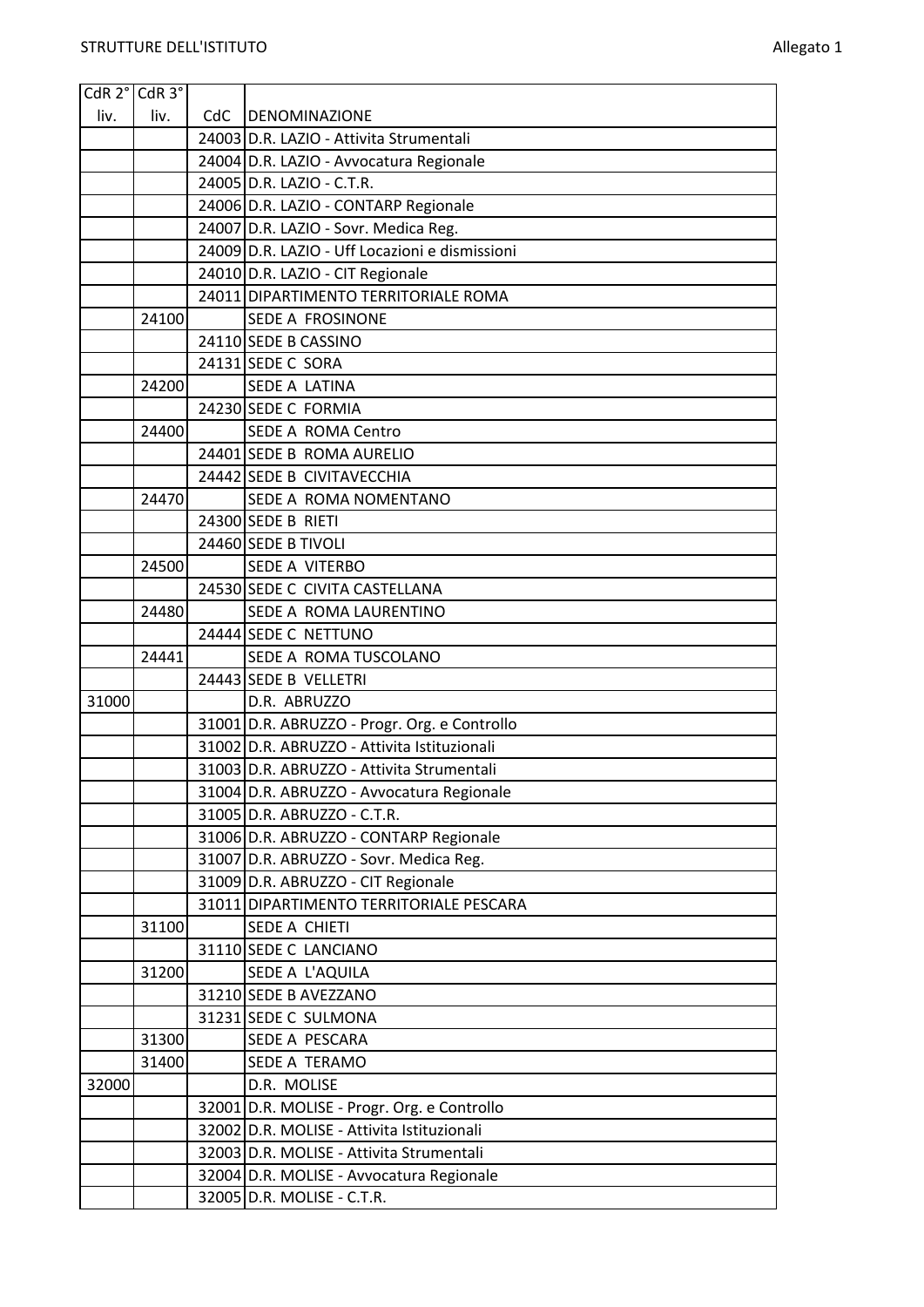| CdR 2° liv. | CdR 3° liv. | CdC | DENOMINAZIONE |
|---|---|---|---|
| | | 24003 | D.R. LAZIO - Attivita Strumentali |
| | | 24004 | D.R. LAZIO - Avvocatura Regionale |
| | | 24005 | D.R. LAZIO - C.T.R. |
| | | 24006 | D.R. LAZIO - CONTARP Regionale |
| | | 24007 | D.R. LAZIO - Sovr. Medica Reg. |
| | | 24009 | D.R. LAZIO - Uff Locazioni e dismissioni |
| | | 24010 | D.R. LAZIO - CIT Regionale |
| | | 24011 | DIPARTIMENTO TERRITORIALE ROMA |
| | 24100 | | SEDE A FROSINONE |
| | | 24110 | SEDE B CASSINO |
| | | 24131 | SEDE C SORA |
| | 24200 | | SEDE A LATINA |
| | | 24230 | SEDE C FORMIA |
| | 24400 | | SEDE A ROMA Centro |
| | | 24401 | SEDE B ROMA AURELIO |
| | | 24442 | SEDE B CIVITAVECCHIA |
| | 24470 | | SEDE A ROMA NOMENTANO |
| | | 24300 | SEDE B RIETI |
| | | 24460 | SEDE B TIVOLI |
| | 24500 | | SEDE A VITERBO |
| | | 24530 | SEDE C CIVITA CASTELLANA |
| | 24480 | | SEDE A ROMA LAURENTINO |
| | | 24444 | SEDE C NETTUNO |
| | 24441 | | SEDE A ROMA TUSCOLANO |
| | | 24443 | SEDE B VELLETRI |
| 31000 | | | D.R. ABRUZZO |
| | | 31001 | D.R. ABRUZZO - Progr. Org. e Controllo |
| | | 31002 | D.R. ABRUZZO - Attivita Istituzionali |
| | | 31003 | D.R. ABRUZZO - Attivita Strumentali |
| | | 31004 | D.R. ABRUZZO - Avvocatura Regionale |
| | | 31005 | D.R. ABRUZZO - C.T.R. |
| | | 31006 | D.R. ABRUZZO - CONTARP Regionale |
| | | 31007 | D.R. ABRUZZO - Sovr. Medica Reg. |
| | | 31009 | D.R. ABRUZZO - CIT Regionale |
| | | 31011 | DIPARTIMENTO TERRITORIALE PESCARA |
| | 31100 | | SEDE A CHIETI |
| | | 31110 | SEDE C LANCIANO |
| | 31200 | | SEDE A L'AQUILA |
| | | 31210 | SEDE B AVEZZANO |
| | | 31231 | SEDE C SULMONA |
| | 31300 | | SEDE A PESCARA |
| | 31400 | | SEDE A TERAMO |
| 32000 | | | D.R. MOLISE |
| | | 32001 | D.R. MOLISE - Progr. Org. e Controllo |
| | | 32002 | D.R. MOLISE - Attivita Istituzionali |
| | | 32003 | D.R. MOLISE - Attivita Strumentali |
| | | 32004 | D.R. MOLISE - Avvocatura Regionale |
| | | 32005 | D.R. MOLISE - C.T.R. |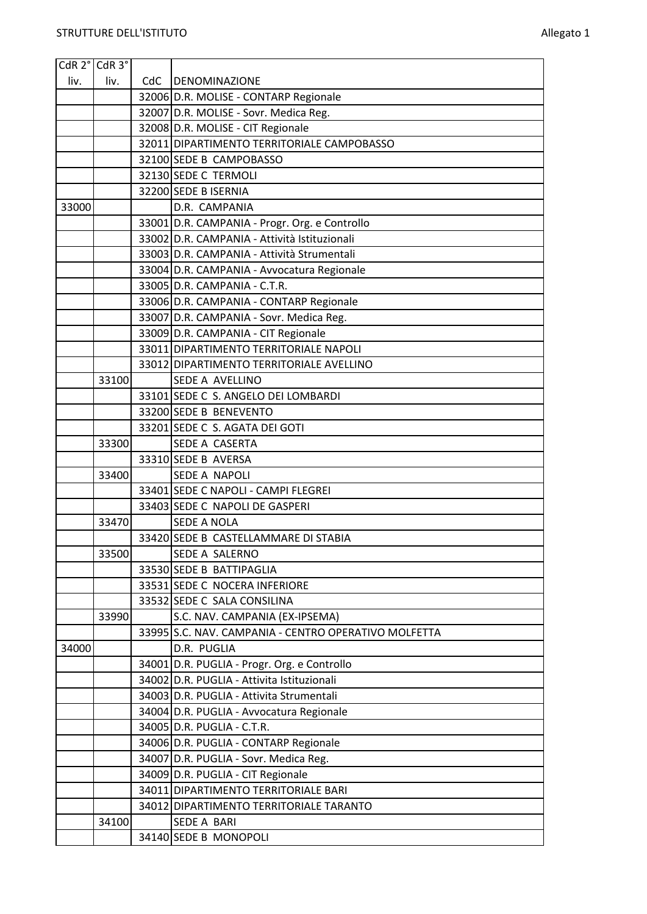| CdR 2° liv. | CdR 3° liv. | CdC | DENOMINAZIONE |
|---|---|---|---|
| | | 32006 | D.R. MOLISE - CONTARP Regionale |
| | | 32007 | D.R. MOLISE - Sovr. Medica Reg. |
| | | 32008 | D.R. MOLISE - CIT Regionale |
| | | 32011 | DIPARTIMENTO TERRITORIALE CAMPOBASSO |
| | | 32100 | SEDE B CAMPOBASSO |
| | | 32130 | SEDE C TERMOLI |
| | | 32200 | SEDE B ISERNIA |
| 33000 | | | D.R. CAMPANIA |
| | | 33001 | D.R. CAMPANIA - Progr. Org. e Controllo |
| | | 33002 | D.R. CAMPANIA - Attività Istituzionali |
| | | 33003 | D.R. CAMPANIA - Attività Strumentali |
| | | 33004 | D.R. CAMPANIA - Avvocatura Regionale |
| | | 33005 | D.R. CAMPANIA - C.T.R. |
| | | 33006 | D.R. CAMPANIA - CONTARP Regionale |
| | | 33007 | D.R. CAMPANIA - Sovr. Medica Reg. |
| | | 33009 | D.R. CAMPANIA - CIT Regionale |
| | | 33011 | DIPARTIMENTO TERRITORIALE NAPOLI |
| | | 33012 | DIPARTIMENTO TERRITORIALE AVELLINO |
| | 33100 | | SEDE A AVELLINO |
| | | 33101 | SEDE C S. ANGELO DEI LOMBARDI |
| | | 33200 | SEDE B BENEVENTO |
| | | 33201 | SEDE C S. AGATA DEI GOTI |
| | 33300 | | SEDE A CASERTA |
| | | 33310 | SEDE B AVERSA |
| | 33400 | | SEDE A NAPOLI |
| | | 33401 | SEDE C NAPOLI - CAMPI FLEGREI |
| | | 33403 | SEDE C NAPOLI DE GASPERI |
| | 33470 | | SEDE A NOLA |
| | | 33420 | SEDE B CASTELLAMMARE DI STABIA |
| | 33500 | | SEDE A SALERNO |
| | | 33530 | SEDE B BATTIPAGLIA |
| | | 33531 | SEDE C NOCERA INFERIORE |
| | | 33532 | SEDE C SALA CONSILINA |
| | 33990 | | S.C. NAV. CAMPANIA (EX-IPSEMA) |
| | | 33995 | S.C. NAV. CAMPANIA - CENTRO OPERATIVO MOLFETTA |
| 34000 | | | D.R. PUGLIA |
| | | 34001 | D.R. PUGLIA - Progr. Org. e Controllo |
| | | 34002 | D.R. PUGLIA - Attivita Istituzionali |
| | | 34003 | D.R. PUGLIA - Attivita Strumentali |
| | | 34004 | D.R. PUGLIA - Avvocatura Regionale |
| | | 34005 | D.R. PUGLIA - C.T.R. |
| | | 34006 | D.R. PUGLIA - CONTARP Regionale |
| | | 34007 | D.R. PUGLIA - Sovr. Medica Reg. |
| | | 34009 | D.R. PUGLIA - CIT Regionale |
| | | 34011 | DIPARTIMENTO TERRITORIALE BARI |
| | | 34012 | DIPARTIMENTO TERRITORIALE TARANTO |
| | 34100 | | SEDE A BARI |
| | | 34140 | SEDE B MONOPOLI |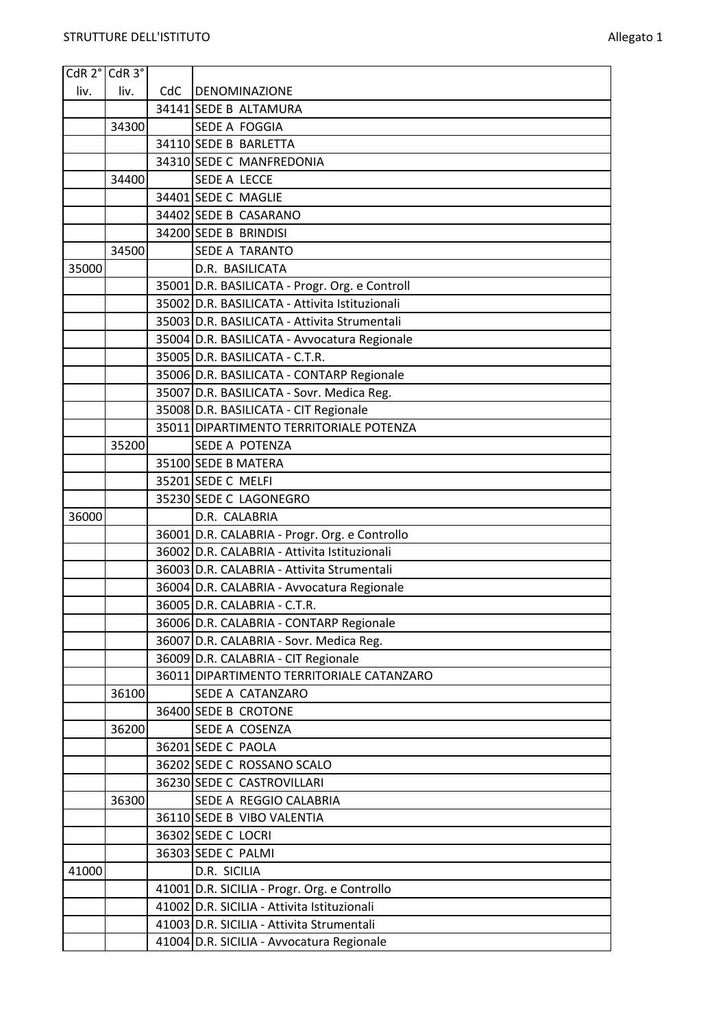| CdR 2° liv. | CdR 3° liv. | CdC | DENOMINAZIONE |
|---|---|---|---|
| | | 34141 | SEDE B ALTAMURA |
| | 34300 | | SEDE A FOGGIA |
| | | 34110 | SEDE B BARLETTA |
| | | 34310 | SEDE C MANFREDONIA |
| | 34400 | | SEDE A LECCE |
| | | 34401 | SEDE C MAGLIE |
| | | 34402 | SEDE B CASARANO |
| | | 34200 | SEDE B BRINDISI |
| | 34500 | | SEDE A TARANTO |
| 35000 | | | D.R. BASILICATA |
| | | 35001 | D.R. BASILICATA - Progr. Org. e Controll |
| | | 35002 | D.R. BASILICATA - Attivita Istituzionali |
| | | 35003 | D.R. BASILICATA - Attivita Strumentali |
| | | 35004 | D.R. BASILICATA - Avvocatura Regionale |
| | | 35005 | D.R. BASILICATA - C.T.R. |
| | | 35006 | D.R. BASILICATA - CONTARP Regionale |
| | | 35007 | D.R. BASILICATA - Sovr. Medica Reg. |
| | | 35008 | D.R. BASILICATA - CIT Regionale |
| | | 35011 | DIPARTIMENTO TERRITORIALE POTENZA |
| | 35200 | | SEDE A POTENZA |
| | | 35100 | SEDE B MATERA |
| | | 35201 | SEDE C MELFI |
| | | 35230 | SEDE C LAGONEGRO |
| 36000 | | | D.R. CALABRIA |
| | | 36001 | D.R. CALABRIA - Progr. Org. e Controllo |
| | | 36002 | D.R. CALABRIA - Attivita Istituzionali |
| | | 36003 | D.R. CALABRIA - Attivita Strumentali |
| | | 36004 | D.R. CALABRIA - Avvocatura Regionale |
| | | 36005 | D.R. CALABRIA - C.T.R. |
| | | 36006 | D.R. CALABRIA - CONTARP Regionale |
| | | 36007 | D.R. CALABRIA - Sovr. Medica Reg. |
| | | 36009 | D.R. CALABRIA - CIT Regionale |
| | | 36011 | DIPARTIMENTO TERRITORIALE CATANZARO |
| | 36100 | | SEDE A CATANZARO |
| | | 36400 | SEDE B CROTONE |
| | 36200 | | SEDE A COSENZA |
| | | 36201 | SEDE C PAOLA |
| | | 36202 | SEDE C ROSSANO SCALO |
| | | 36230 | SEDE C CASTROVILLARI |
| | 36300 | | SEDE A REGGIO CALABRIA |
| | | 36110 | SEDE B VIBO VALENTIA |
| | | 36302 | SEDE C LOCRI |
| | | 36303 | SEDE C PALMI |
| 41000 | | | D.R. SICILIA |
| | | 41001 | D.R. SICILIA - Progr. Org. e Controllo |
| | | 41002 | D.R. SICILIA - Attivita Istituzionali |
| | | 41003 | D.R. SICILIA - Attivita Strumentali |
| | | 41004 | D.R. SICILIA - Avvocatura Regionale |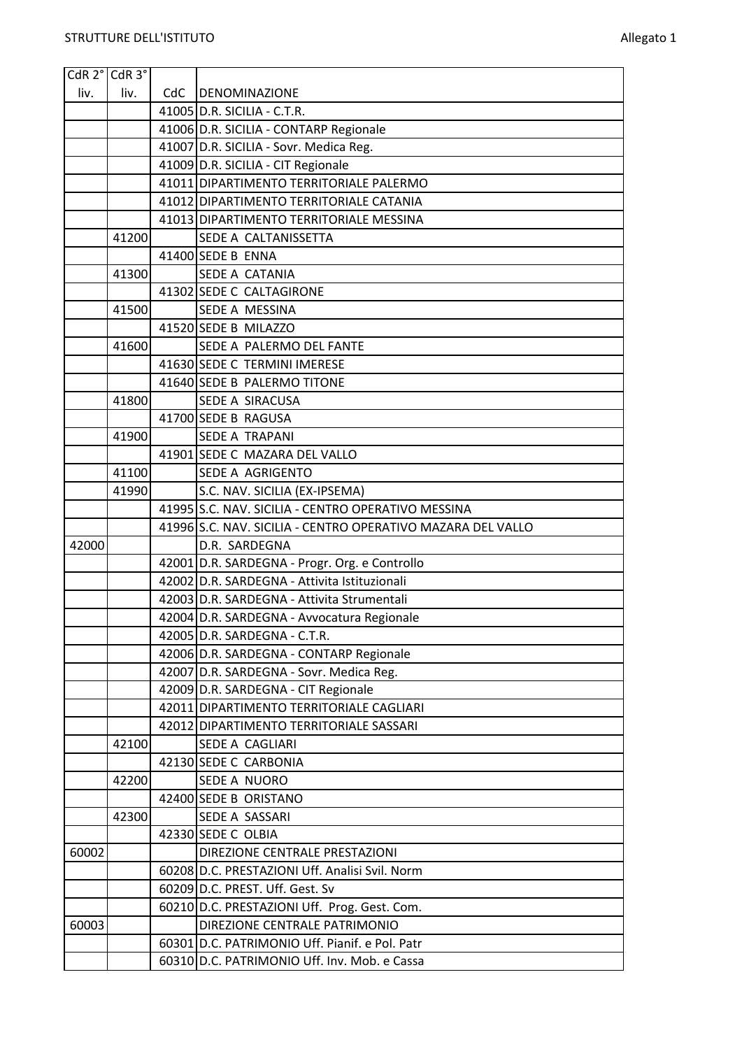| CdR 2° liv. | CdR 3° liv. | CdC | DENOMINAZIONE |
|---|---|---|---|
| | | 41005 | D.R. SICILIA - C.T.R. |
| | | 41006 | D.R. SICILIA - CONTARP Regionale |
| | | 41007 | D.R. SICILIA - Sovr. Medica Reg. |
| | | 41009 | D.R. SICILIA - CIT Regionale |
| | | 41011 | DIPARTIMENTO TERRITORIALE PALERMO |
| | | 41012 | DIPARTIMENTO TERRITORIALE CATANIA |
| | | 41013 | DIPARTIMENTO TERRITORIALE MESSINA |
| | 41200 | | SEDE A CALTANISSETTA |
| | | 41400 | SEDE B ENNA |
| | 41300 | | SEDE A CATANIA |
| | | 41302 | SEDE C CALTAGIRONE |
| | 41500 | | SEDE A MESSINA |
| | | 41520 | SEDE B MILAZZO |
| | 41600 | | SEDE A PALERMO DEL FANTE |
| | | 41630 | SEDE C TERMINI IMERESE |
| | | 41640 | SEDE B PALERMO TITONE |
| | 41800 | | SEDE A SIRACUSA |
| | | 41700 | SEDE B RAGUSA |
| | 41900 | | SEDE A TRAPANI |
| | | 41901 | SEDE C MAZARA DEL VALLO |
| | 41100 | | SEDE A AGRIGENTO |
| | 41990 | | S.C. NAV. SICILIA (EX-IPSEMA) |
| | | 41995 | S.C. NAV. SICILIA - CENTRO OPERATIVO MESSINA |
| | | 41996 | S.C. NAV. SICILIA - CENTRO OPERATIVO MAZARA DEL VALLO |
| 42000 | | | D.R. SARDEGNA |
| | | 42001 | D.R. SARDEGNA - Progr. Org. e Controllo |
| | | 42002 | D.R. SARDEGNA - Attivita Istituzionali |
| | | 42003 | D.R. SARDEGNA - Attivita Strumentali |
| | | 42004 | D.R. SARDEGNA - Avvocatura Regionale |
| | | 42005 | D.R. SARDEGNA - C.T.R. |
| | | 42006 | D.R. SARDEGNA - CONTARP Regionale |
| | | 42007 | D.R. SARDEGNA - Sovr. Medica Reg. |
| | | 42009 | D.R. SARDEGNA - CIT Regionale |
| | | 42011 | DIPARTIMENTO TERRITORIALE CAGLIARI |
| | | 42012 | DIPARTIMENTO TERRITORIALE SASSARI |
| | 42100 | | SEDE A CAGLIARI |
| | | 42130 | SEDE C CARBONIA |
| | 42200 | | SEDE A NUORO |
| | | 42400 | SEDE B ORISTANO |
| | 42300 | | SEDE A SASSARI |
| | | 42330 | SEDE C OLBIA |
| 60002 | | | DIREZIONE CENTRALE PRESTAZIONI |
| | | 60208 | D.C. PRESTAZIONI Uff. Analisi Svil. Norm |
| | | 60209 | D.C. PREST. Uff. Gest. Sv |
| | | 60210 | D.C. PRESTAZIONI Uff. Prog. Gest. Com. |
| 60003 | | | DIREZIONE CENTRALE PATRIMONIO |
| | | 60301 | D.C. PATRIMONIO Uff. Pianif. e Pol. Patr |
| | | 60310 | D.C. PATRIMONIO Uff. Inv. Mob. e Cassa |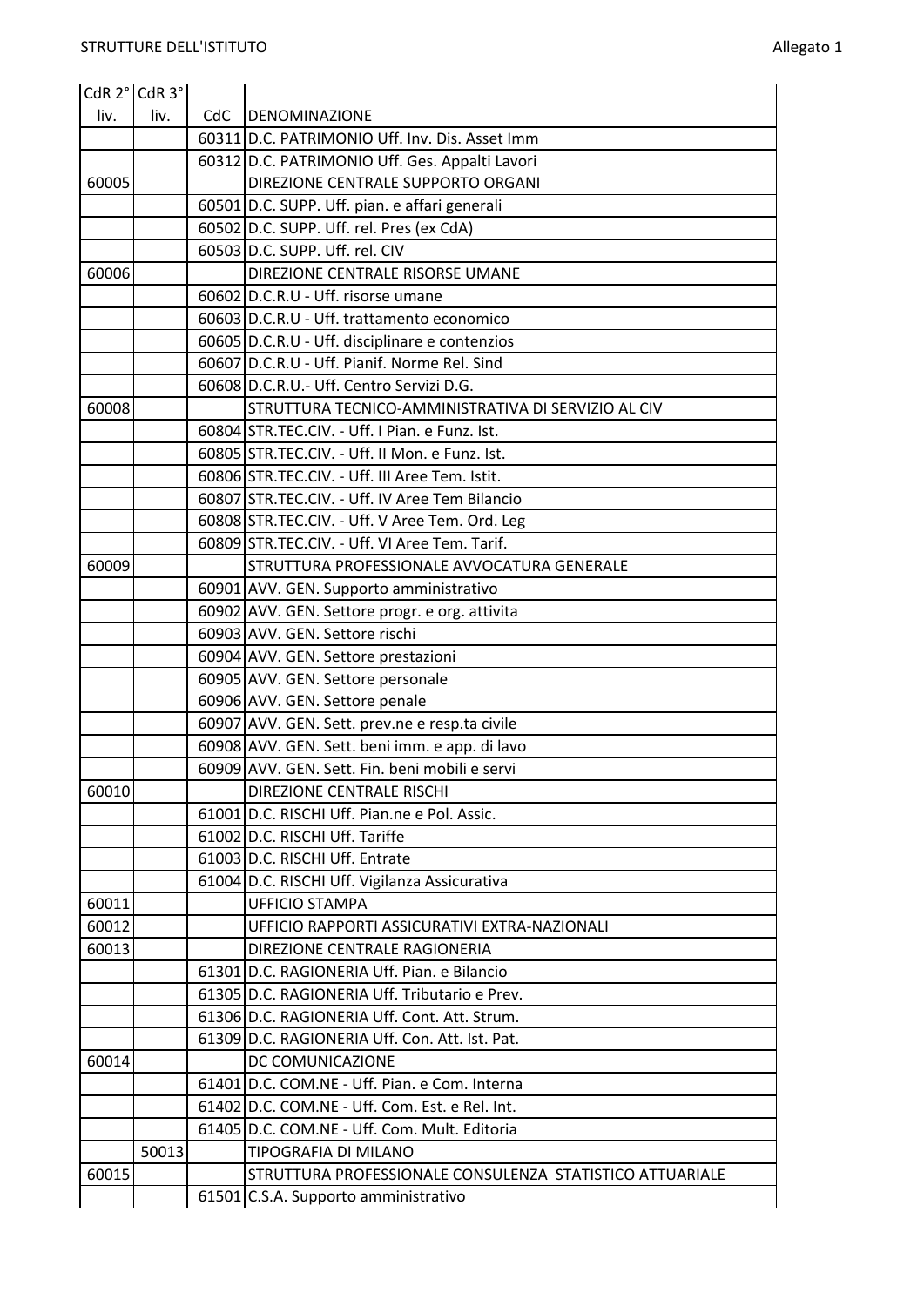| CdR 2° liv. | CdR 3° liv. | CdC | DENOMINAZIONE |
|---|---|---|---|
| | | 60311 | D.C. PATRIMONIO Uff. Inv. Dis. Asset Imm |
| | | 60312 | D.C. PATRIMONIO Uff. Ges. Appalti Lavori |
| 60005 | | | DIREZIONE CENTRALE SUPPORTO ORGANI |
| | | 60501 | D.C. SUPP. Uff. pian. e affari generali |
| | | 60502 | D.C. SUPP. Uff. rel. Pres (ex CdA) |
| | | 60503 | D.C. SUPP. Uff. rel. CIV |
| 60006 | | | DIREZIONE CENTRALE RISORSE UMANE |
| | | 60602 | D.C.R.U - Uff. risorse umane |
| | | 60603 | D.C.R.U - Uff. trattamento economico |
| | | 60605 | D.C.R.U - Uff. disciplinare e contenzios |
| | | 60607 | D.C.R.U - Uff. Pianif. Norme Rel. Sind |
| | | 60608 | D.C.R.U.- Uff. Centro Servizi D.G. |
| 60008 | | | STRUTTURA TECNICO-AMMINISTRATIVA DI SERVIZIO AL CIV |
| | | 60804 | STR.TEC.CIV. - Uff. I Pian. e Funz. Ist. |
| | | 60805 | STR.TEC.CIV. - Uff. II Mon. e Funz. Ist. |
| | | 60806 | STR.TEC.CIV. - Uff. III Aree Tem. Istit. |
| | | 60807 | STR.TEC.CIV. - Uff. IV Aree Tem Bilancio |
| | | 60808 | STR.TEC.CIV. - Uff. V Aree Tem. Ord. Leg |
| | | 60809 | STR.TEC.CIV. - Uff. VI Aree Tem. Tarif. |
| 60009 | | | STRUTTURA PROFESSIONALE AVVOCATURA GENERALE |
| | | 60901 | AVV. GEN. Supporto amministrativo |
| | | 60902 | AVV. GEN. Settore progr. e org. attivita |
| | | 60903 | AVV. GEN. Settore rischi |
| | | 60904 | AVV. GEN. Settore prestazioni |
| | | 60905 | AVV. GEN. Settore personale |
| | | 60906 | AVV. GEN. Settore penale |
| | | 60907 | AVV. GEN. Sett. prev.ne e resp.ta civile |
| | | 60908 | AVV. GEN. Sett. beni imm. e app. di lavo |
| | | 60909 | AVV. GEN. Sett. Fin. beni mobili e servi |
| 60010 | | | DIREZIONE CENTRALE RISCHI |
| | | 61001 | D.C. RISCHI Uff. Pian.ne e Pol. Assic. |
| | | 61002 | D.C. RISCHI Uff. Tariffe |
| | | 61003 | D.C. RISCHI Uff. Entrate |
| | | 61004 | D.C. RISCHI Uff. Vigilanza Assicurativa |
| 60011 | | | UFFICIO STAMPA |
| 60012 | | | UFFICIO RAPPORTI ASSICURATIVI EXTRA-NAZIONALI |
| 60013 | | | DIREZIONE CENTRALE RAGIONERIA |
| | | 61301 | D.C. RAGIONERIA Uff. Pian. e Bilancio |
| | | 61305 | D.C. RAGIONERIA Uff. Tributario e Prev. |
| | | 61306 | D.C. RAGIONERIA Uff. Cont. Att. Strum. |
| | | 61309 | D.C. RAGIONERIA Uff. Con. Att. Ist. Pat. |
| 60014 | | | DC COMUNICAZIONE |
| | | 61401 | D.C. COM.NE - Uff. Pian. e Com. Interna |
| | | 61402 | D.C. COM.NE - Uff. Com. Est. e Rel. Int. |
| | | 61405 | D.C. COM.NE - Uff. Com. Mult. Editoria |
| | 50013 | | TIPOGRAFIA DI MILANO |
| 60015 | | | STRUTTURA PROFESSIONALE CONSULENZA STATISTICO ATTUARIALE |
| | | 61501 | C.S.A. Supporto amministrativo |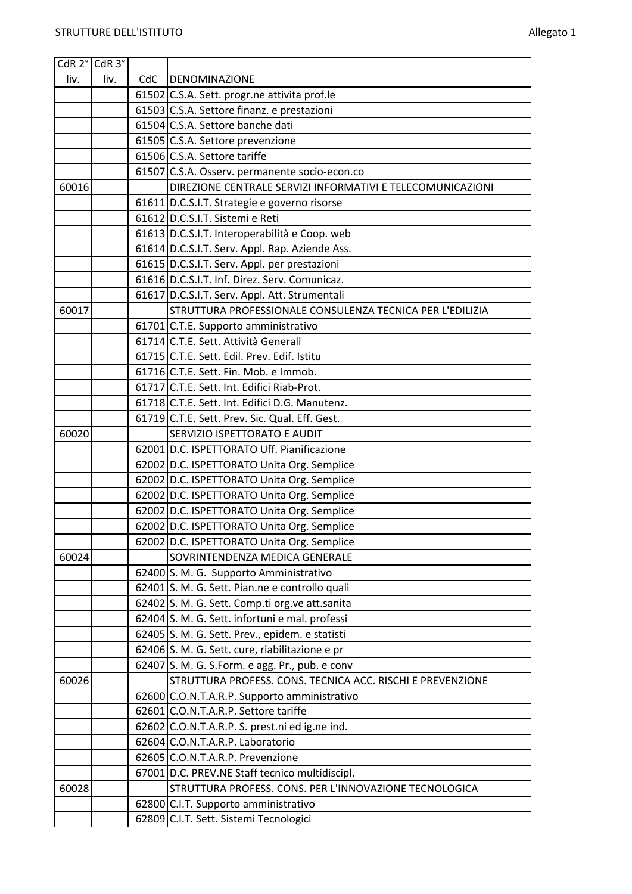| CdR 2° liv. | CdR 3° liv. | CdC | DENOMINAZIONE |
|---|---|---|---|
| | | 61502 | C.S.A. Sett. progr.ne attivita prof.le |
| | | 61503 | C.S.A. Settore finanz. e prestazioni |
| | | 61504 | C.S.A. Settore banche dati |
| | | 61505 | C.S.A. Settore prevenzione |
| | | 61506 | C.S.A. Settore tariffe |
| | | 61507 | C.S.A. Osserv. permanente socio-econ.co |
| 60016 | | | DIREZIONE CENTRALE SERVIZI INFORMATIVI E TELECOMUNICAZIONI |
| | | 61611 | D.C.S.I.T. Strategie e governo risorse |
| | | 61612 | D.C.S.I.T. Sistemi e Reti |
| | | 61613 | D.C.S.I.T. Interoperabilità e Coop. web |
| | | 61614 | D.C.S.I.T. Serv. Appl. Rap. Aziende Ass. |
| | | 61615 | D.C.S.I.T. Serv. Appl. per prestazioni |
| | | 61616 | D.C.S.I.T. Inf. Direz. Serv. Comunicaz. |
| | | 61617 | D.C.S.I.T. Serv. Appl. Att. Strumentali |
| 60017 | | | STRUTTURA PROFESSIONALE CONSULENZA TECNICA PER L'EDILIZIA |
| | | 61701 | C.T.E. Supporto amministrativo |
| | | 61714 | C.T.E. Sett. Attività Generali |
| | | 61715 | C.T.E. Sett. Edil. Prev. Edif. Istitu |
| | | 61716 | C.T.E. Sett. Fin. Mob. e Immob. |
| | | 61717 | C.T.E. Sett. Int. Edifici Riab-Prot. |
| | | 61718 | C.T.E. Sett. Int. Edifici D.G. Manutenz. |
| | | 61719 | C.T.E. Sett. Prev. Sic. Qual. Eff. Gest. |
| 60020 | | | SERVIZIO ISPETTORATO E AUDIT |
| | | 62001 | D.C. ISPETTORATO Uff. Pianificazione |
| | | 62002 | D.C. ISPETTORATO Unita Org. Semplice |
| | | 62002 | D.C. ISPETTORATO Unita Org. Semplice |
| | | 62002 | D.C. ISPETTORATO Unita Org. Semplice |
| | | 62002 | D.C. ISPETTORATO Unita Org. Semplice |
| | | 62002 | D.C. ISPETTORATO Unita Org. Semplice |
| | | 62002 | D.C. ISPETTORATO Unita Org. Semplice |
| 60024 | | | SOVRINTENDENZA MEDICA GENERALE |
| | | 62400 | S. M. G. Supporto Amministrativo |
| | | 62401 | S. M. G. Sett. Pian.ne e controllo quali |
| | | 62402 | S. M. G. Sett. Comp.ti org.ve att.sanita |
| | | 62404 | S. M. G. Sett. infortuni e mal. professi |
| | | 62405 | S. M. G. Sett. Prev., epidem. e statisti |
| | | 62406 | S. M. G. Sett. cure, riabilitazione e pr |
| | | 62407 | S. M. G. S.Form. e agg. Pr., pub. e conv |
| 60026 | | | STRUTTURA PROFESS. CONS. TECNICA ACC. RISCHI E PREVENZIONE |
| | | 62600 | C.O.N.T.A.R.P. Supporto amministrativo |
| | | 62601 | C.O.N.T.A.R.P. Settore tariffe |
| | | 62602 | C.O.N.T.A.R.P. S. prest.ni ed ig.ne ind. |
| | | 62604 | C.O.N.T.A.R.P. Laboratorio |
| | | 62605 | C.O.N.T.A.R.P. Prevenzione |
| | | 67001 | D.C. PREV.NE Staff tecnico multidiscipl. |
| 60028 | | | STRUTTURA PROFESS. CONS. PER L'INNOVAZIONE TECNOLOGICA |
| | | 62800 | C.I.T. Supporto amministrativo |
| | | 62809 | C.I.T. Sett. Sistemi Tecnologici |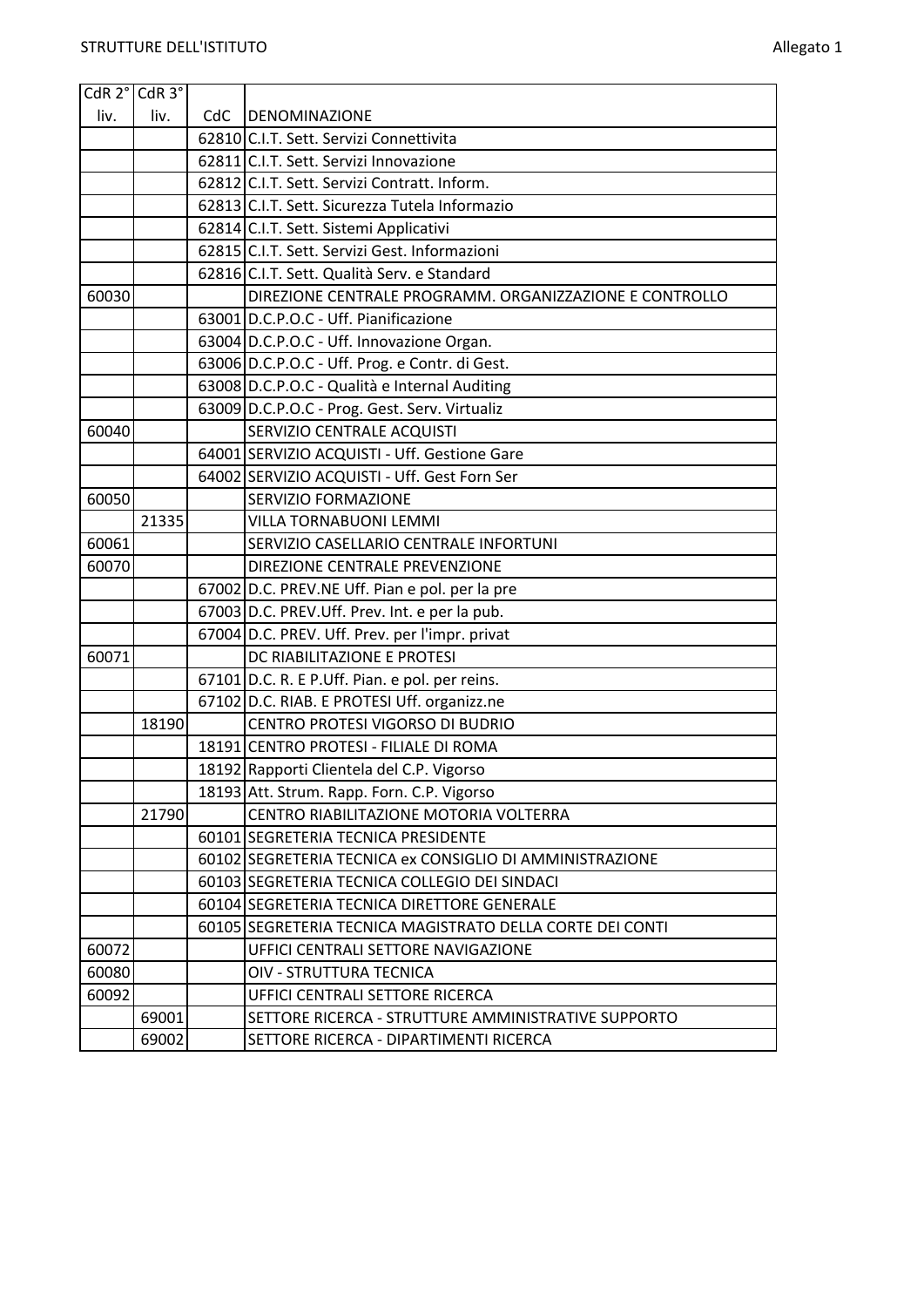| CdR 2° liv. | CdR 3° liv. | CdC | DENOMINAZIONE |
|---|---|---|---|
| | | 62810 | C.I.T. Sett. Servizi Connettivita |
| | | 62811 | C.I.T. Sett. Servizi Innovazione |
| | | 62812 | C.I.T. Sett. Servizi Contratt. Inform. |
| | | 62813 | C.I.T. Sett. Sicurezza Tutela Informazio |
| | | 62814 | C.I.T. Sett. Sistemi Applicativi |
| | | 62815 | C.I.T. Sett. Servizi Gest. Informazioni |
| | | 62816 | C.I.T. Sett. Qualità Serv. e Standard |
| 60030 | | | DIREZIONE CENTRALE PROGRAMM. ORGANIZZAZIONE E CONTROLLO |
| | | 63001 | D.C.P.O.C - Uff. Pianificazione |
| | | 63004 | D.C.P.O.C - Uff. Innovazione Organ. |
| | | 63006 | D.C.P.O.C - Uff. Prog. e Contr. di Gest. |
| | | 63008 | D.C.P.O.C - Qualità e Internal Auditing |
| | | 63009 | D.C.P.O.C - Prog. Gest. Serv. Virtualiz |
| 60040 | | | SERVIZIO CENTRALE ACQUISTI |
| | | 64001 | SERVIZIO ACQUISTI - Uff. Gestione Gare |
| | | 64002 | SERVIZIO ACQUISTI - Uff. Gest Forn Ser |
| 60050 | | | SERVIZIO FORMAZIONE |
| | 21335 | | VILLA TORNABUONI LEMMI |
| 60061 | | | SERVIZIO CASELLARIO CENTRALE INFORTUNI |
| 60070 | | | DIREZIONE CENTRALE PREVENZIONE |
| | | 67002 | D.C. PREV.NE Uff. Pian e pol. per la pre |
| | | 67003 | D.C. PREV.Uff. Prev. Int. e per la pub. |
| | | 67004 | D.C. PREV. Uff. Prev. per l'impr. privat |
| 60071 | | | DC RIABILITAZIONE E PROTESI |
| | | 67101 | D.C. R. E P.Uff. Pian. e pol. per reins. |
| | | 67102 | D.C. RIAB. E PROTESI Uff. organizz.ne |
| | 18190 | | CENTRO PROTESI VIGORSO DI BUDRIO |
| | | 18191 | CENTRO PROTESI - FILIALE DI ROMA |
| | | 18192 | Rapporti Clientela del C.P. Vigorso |
| | | 18193 | Att. Strum. Rapp. Forn. C.P. Vigorso |
| | 21790 | | CENTRO RIABILITAZIONE MOTORIA VOLTERRA |
| | | 60101 | SEGRETERIA TECNICA PRESIDENTE |
| | | 60102 | SEGRETERIA TECNICA ex CONSIGLIO DI AMMINISTRAZIONE |
| | | 60103 | SEGRETERIA TECNICA COLLEGIO DEI SINDACI |
| | | 60104 | SEGRETERIA TECNICA DIRETTORE GENERALE |
| | | 60105 | SEGRETERIA TECNICA MAGISTRATO DELLA CORTE DEI CONTI |
| 60072 | | | UFFICI CENTRALI SETTORE NAVIGAZIONE |
| 60080 | | | OIV - STRUTTURA TECNICA |
| 60092 | | | UFFICI CENTRALI SETTORE RICERCA |
| | 69001 | | SETTORE RICERCA - STRUTTURE AMMINISTRATIVE SUPPORTO |
| | 69002 | | SETTORE RICERCA - DIPARTIMENTI RICERCA |